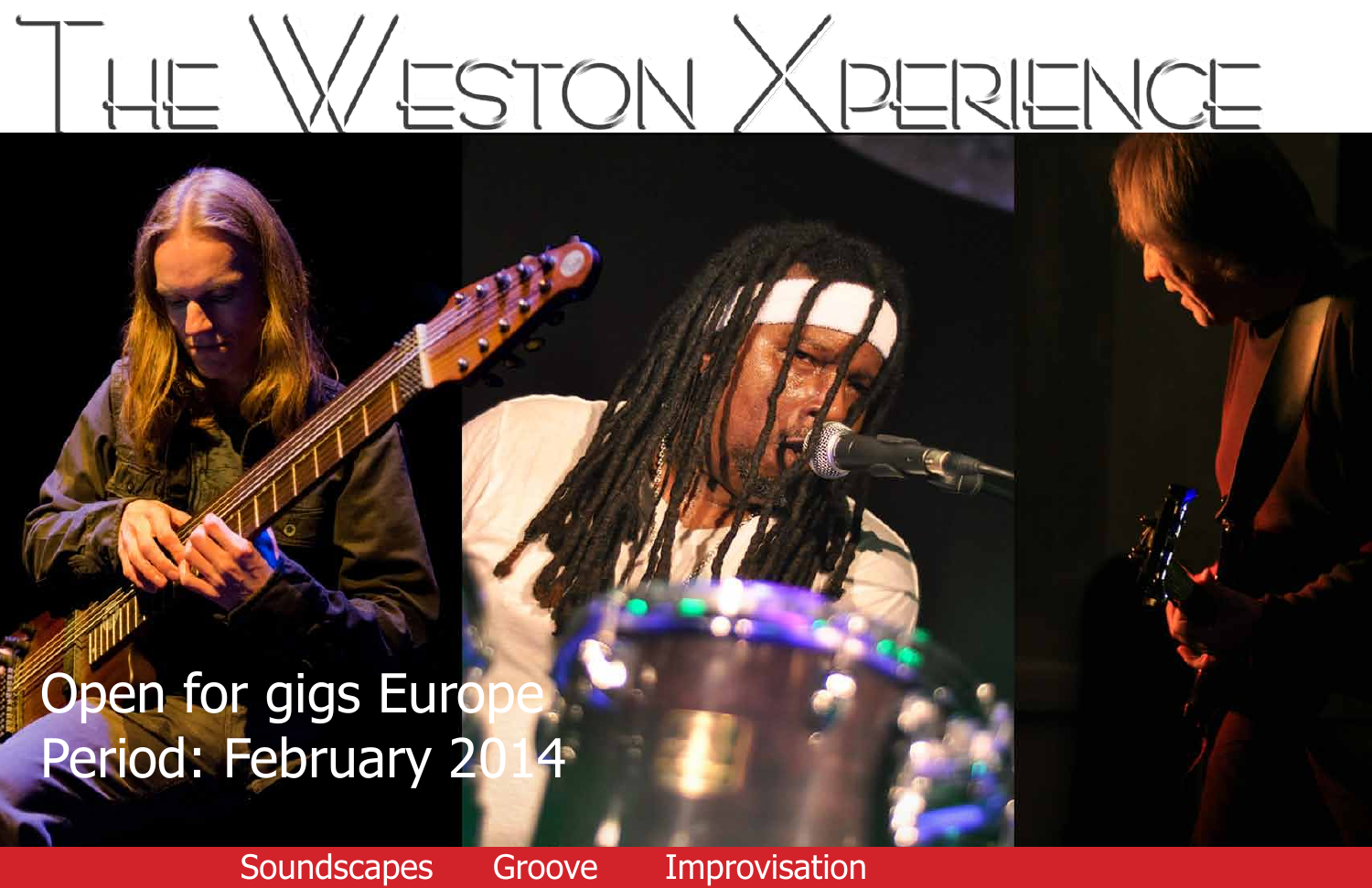# The Weston Xperience

Open for gigs Europe
Period: February 2014

Soundscapes Groove Improvisation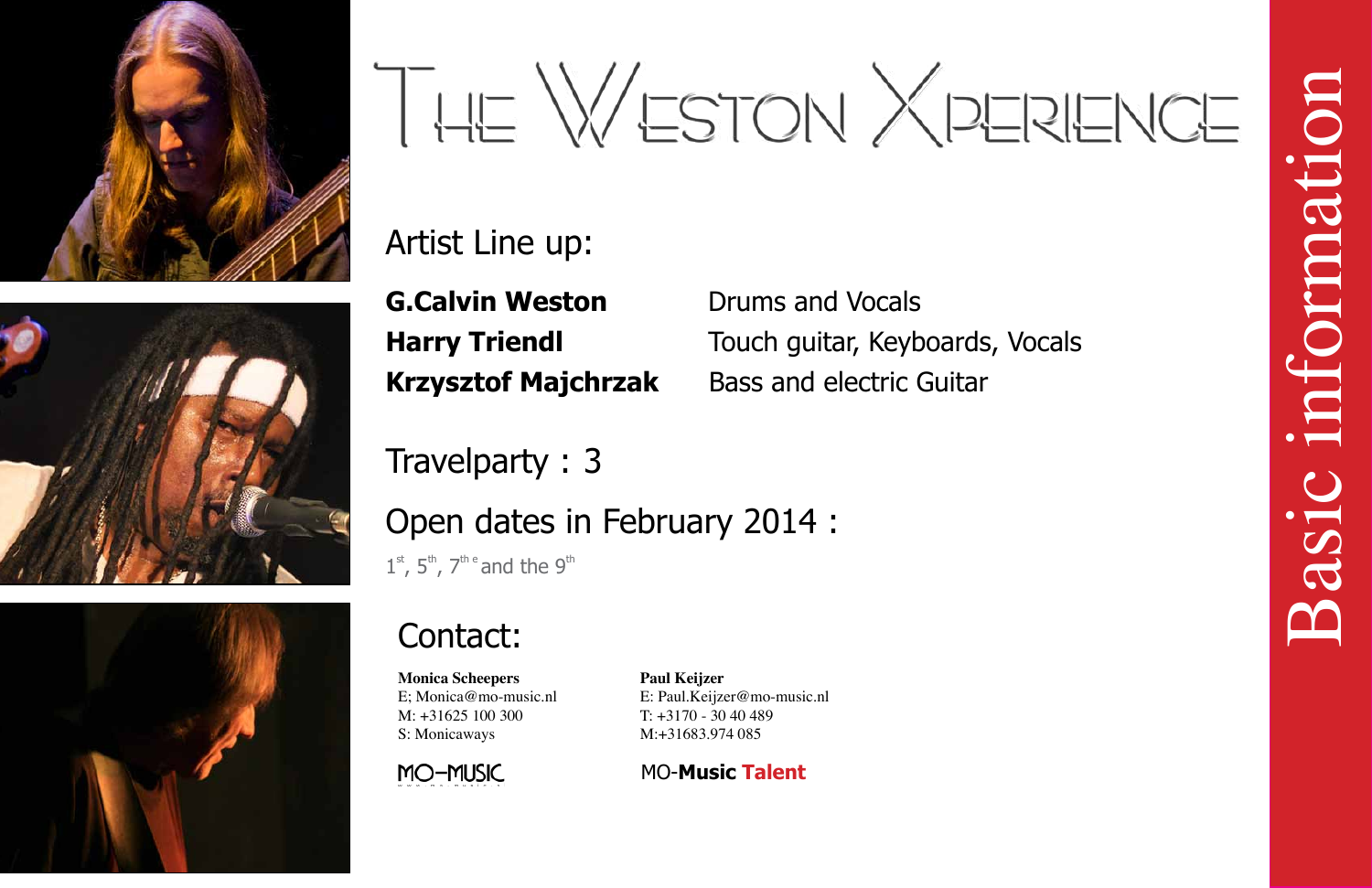# THE WESTON XPERIENCE

Basic information

## Artist Line up:

| | |
|---|---|
| **G.Calvin Weston** | Drums and Vocals |
| **Harry Triendl** | Touch guitar, Keyboards, Vocals |
| **Krzysztof Majchrzak** | Bass and electric Guitar |

## Travelparty : 3

## Open dates in February 2014 :

1st, 5th, 7th e and the 9th

## Contact:

**Monica Scheepers**
E; Monica@mo-music.nl
M: +31625 100 300
S: Monicaways

**Paul Keijzer**
E: Paul.Keijzer@mo-music.nl
T: +3170 - 30 40 489
M:+31683.974 085

MO-MUSIC

MO-**Music Talent**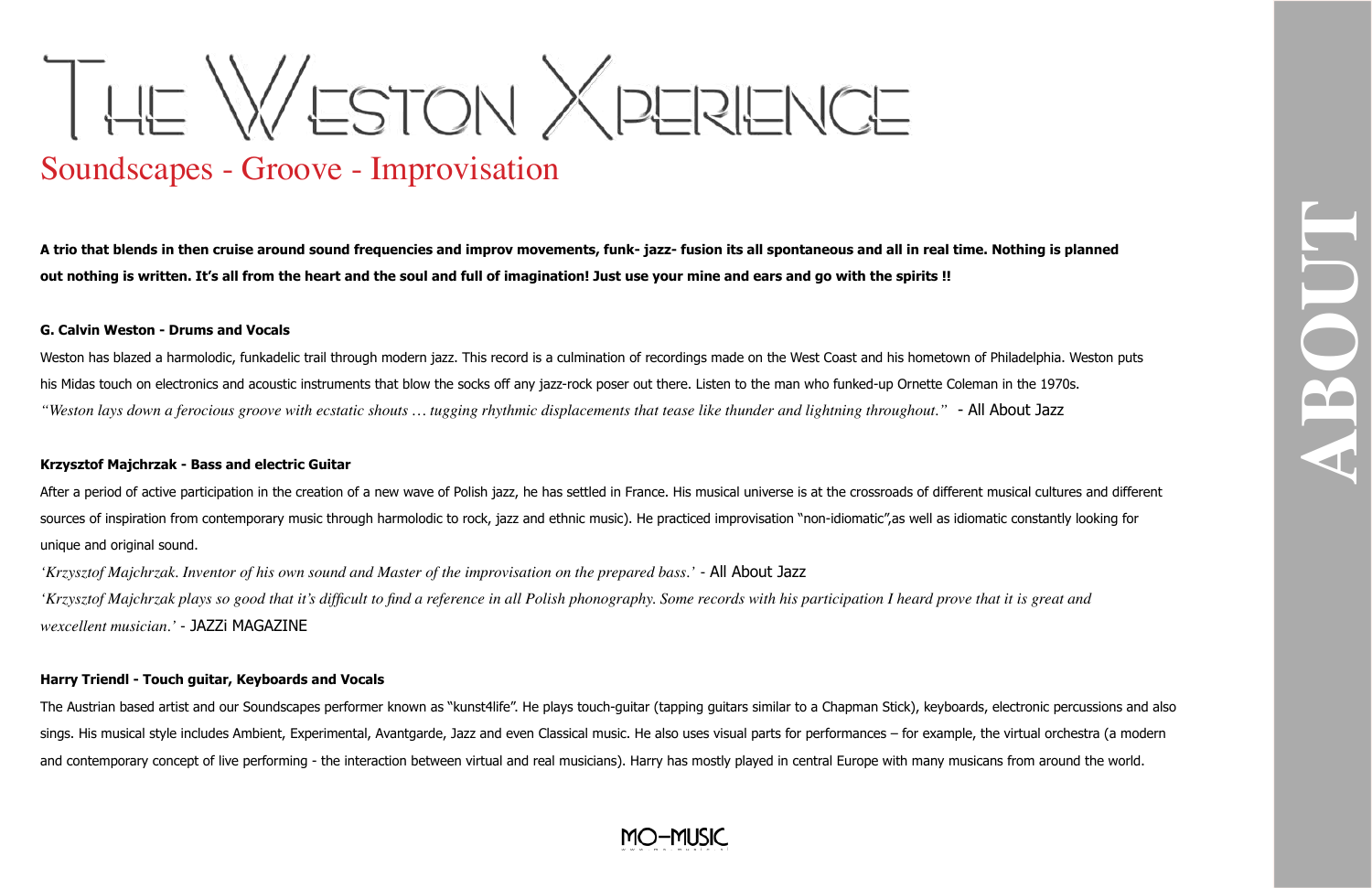# The Weston Xperience

## Soundscapes - Groove - Improvisation

**A trio that blends in then cruise around sound frequencies and improv movements, funk- jazz- fusion its all spontaneous and all in real time. Nothing is planned out nothing is written. It's all from the heart and the soul and full of imagination! Just use your mine and ears and go with the spirits !!**

**G. Calvin Weston - Drums and Vocals**

Weston has blazed a harmolodic, funkadelic trail through modern jazz. This record is a culmination of recordings made on the West Coast and his hometown of Philadelphia. Weston puts his Midas touch on electronics and acoustic instruments that blow the socks off any jazz-rock poser out there. Listen to the man who funked-up Ornette Coleman in the 1970s.

*"Weston lays down a ferocious groove with ecstatic shouts … tugging rhythmic displacements that tease like thunder and lightning throughout."* - All About Jazz

**Krzysztof Majchrzak - Bass and electric Guitar**

After a period of active participation in the creation of a new wave of Polish jazz, he has settled in France. His musical universe is at the crossroads of different musical cultures and different sources of inspiration from contemporary music through harmolodic to rock, jazz and ethnic music). He practiced improvisation "non-idiomatic",as well as idiomatic constantly looking for unique and original sound.

*'Krzysztof Majchrzak. Inventor of his own sound and Master of the improvisation on the prepared bass.'* - All About Jazz

*'Krzysztof Majchrzak plays so good that it's difficult to find a reference in all Polish phonography. Some records with his participation I heard prove that it is great and wexcellent musician.'* - JAZZi MAGAZINE

**Harry Triendl - Touch guitar, Keyboards and Vocals**

The Austrian based artist and our Soundscapes performer known as "kunst4life". He plays touch-guitar (tapping guitars similar to a Chapman Stick), keyboards, electronic percussions and also sings. His musical style includes Ambient, Experimental, Avantgarde, Jazz and even Classical music. He also uses visual parts for performances – for example, the virtual orchestra (a modern and contemporary concept of live performing - the interaction between virtual and real musicians). Harry has mostly played in central Europe with many musicans from around the world.

MO-MUSIC

ABOUT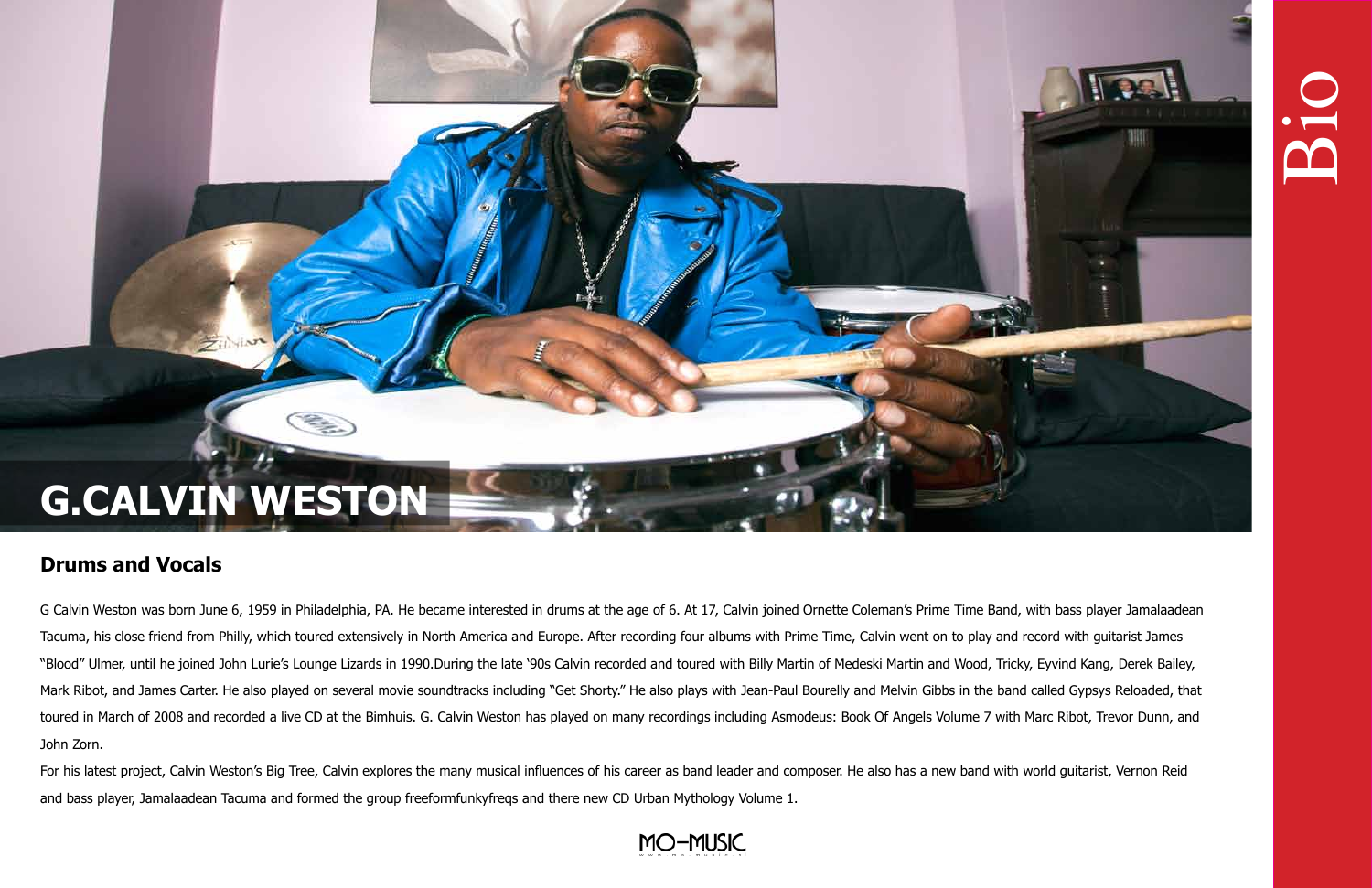# G.CALVIN WESTON

## Drums and Vocals

G Calvin Weston was born June 6, 1959 in Philadelphia, PA. He became interested in drums at the age of 6. At 17, Calvin joined Ornette Coleman's Prime Time Band, with bass player Jamalaadean Tacuma, his close friend from Philly, which toured extensively in North America and Europe. After recording four albums with Prime Time, Calvin went on to play and record with guitarist James "Blood" Ulmer, until he joined John Lurie's Lounge Lizards in 1990.During the late '90s Calvin recorded and toured with Billy Martin of Medeski Martin and Wood, Tricky, Eyvind Kang, Derek Bailey, Mark Ribot, and James Carter. He also played on several movie soundtracks including "Get Shorty." He also plays with Jean-Paul Bourelly and Melvin Gibbs in the band called Gypsys Reloaded, that toured in March of 2008 and recorded a live CD at the Bimhuis. G. Calvin Weston has played on many recordings including Asmodeus: Book Of Angels Volume 7 with Marc Ribot, Trevor Dunn, and John Zorn.

For his latest project, Calvin Weston's Big Tree, Calvin explores the many musical influences of his career as band leader and composer. He also has a new band with world guitarist, Vernon Reid and bass player, Jamalaadean Tacuma and formed the group freeformfunkyfreqs and there new CD Urban Mythology Volume 1.

MO–MUSIC

Bio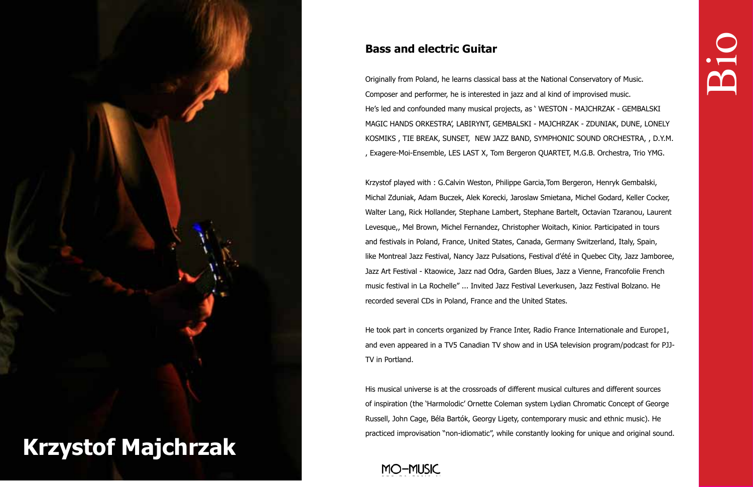# Krzystof Majchrzak

Bio

## Bass and electric Guitar

Originally from Poland, he learns classical bass at the National Conservatory of Music. Composer and performer, he is interested in jazz and al kind of improvised music. He's led and confounded many musical projects, as ' WESTON - MAJCHRZAK - GEMBALSKI MAGIC HANDS ORKESTRA', LABIRYNT, GEMBALSKI - MAJCHRZAK - ZDUNIAK, DUNE, LONELY KOSMIKS , TIE BREAK, SUNSET, NEW JAZZ BAND, SYMPHONIC SOUND ORCHESTRA, , D.Y.M. , Exagere-Moi-Ensemble, LES LAST X, Tom Bergeron QUARTET, M.G.B. Orchestra, Trio YMG.

Krzystof played with : G.Calvin Weston, Philippe Garcia,Tom Bergeron, Henryk Gembalski, Michal Zduniak, Adam Buczek, Alek Korecki, Jaroslaw Smietana, Michel Godard, Keller Cocker, Walter Lang, Rick Hollander, Stephane Lambert, Stephane Bartelt, Octavian Tzaranou, Laurent Levesque,, Mel Brown, Michel Fernandez, Christopher Woitach, Kinior. Participated in tours and festivals in Poland, France, United States, Canada, Germany Switzerland, Italy, Spain, like Montreal Jazz Festival, Nancy Jazz Pulsations, Festival d'été in Quebec City, Jazz Jamboree, Jazz Art Festival - Ktaowice, Jazz nad Odra, Garden Blues, Jazz a Vienne, Francofolie French music festival in La Rochelle" ... Invited Jazz Festival Leverkusen, Jazz Festival Bolzano. He recorded several CDs in Poland, France and the United States.

He took part in concerts organized by France Inter, Radio France Internationale and Europe1, and even appeared in a TV5 Canadian TV show and in USA television program/podcast for PJJ-TV in Portland.

His musical universe is at the crossroads of different musical cultures and different sources of inspiration (the 'Harmolodic' Ornette Coleman system Lydian Chromatic Concept of George Russell, John Cage, Béla Bartók, Georgy Ligety, contemporary music and ethnic music). He practiced improvisation "non-idiomatic", while constantly looking for unique and original sound.

MO-MUSIC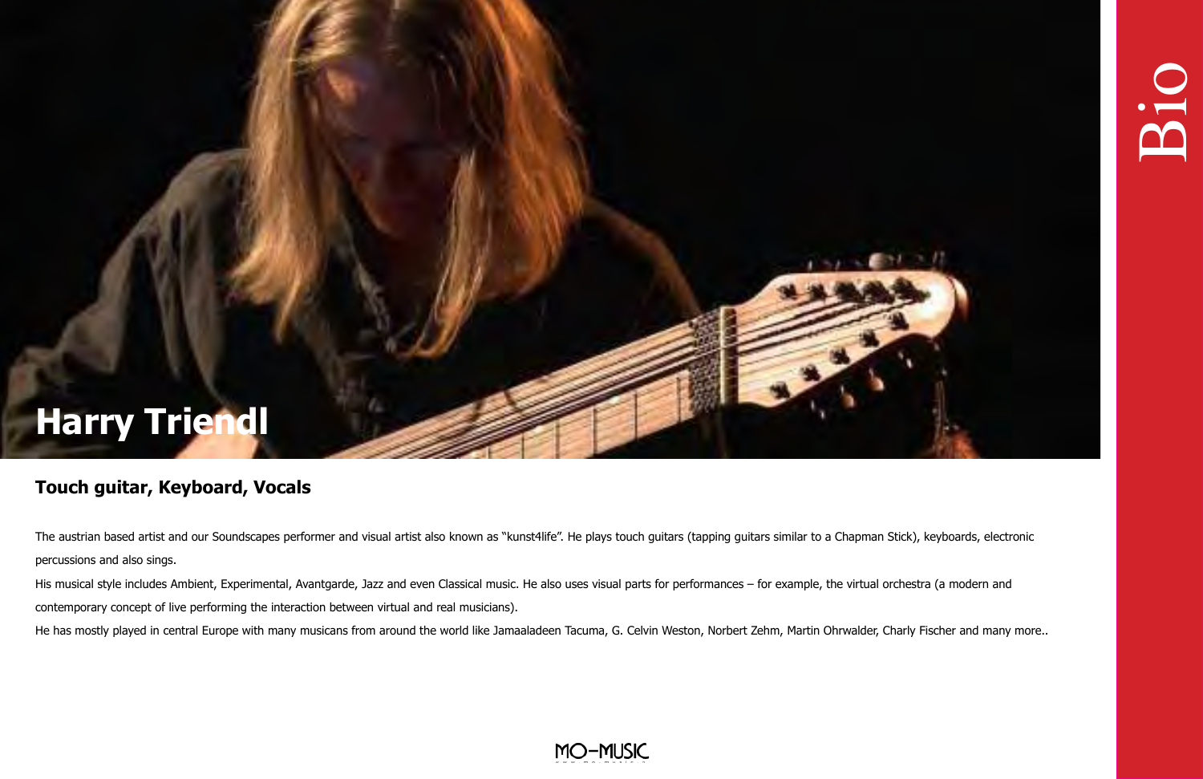# Harry Triendl

## Touch guitar, Keyboard, Vocals

The austrian based artist and our Soundscapes performer and visual artist also known as "kunst4life". He plays touch guitars (tapping guitars similar to a Chapman Stick), keyboards, electronic percussions and also sings.

His musical style includes Ambient, Experimental, Avantgarde, Jazz and even Classical music. He also uses visual parts for performances – for example, the virtual orchestra (a modern and contemporary concept of live performing the interaction between virtual and real musicians).

He has mostly played in central Europe with many musicans from around the world like Jamaaladeen Tacuma, G. Celvin Weston, Norbert Zehm, Martin Ohrwalder, Charly Fischer and many more..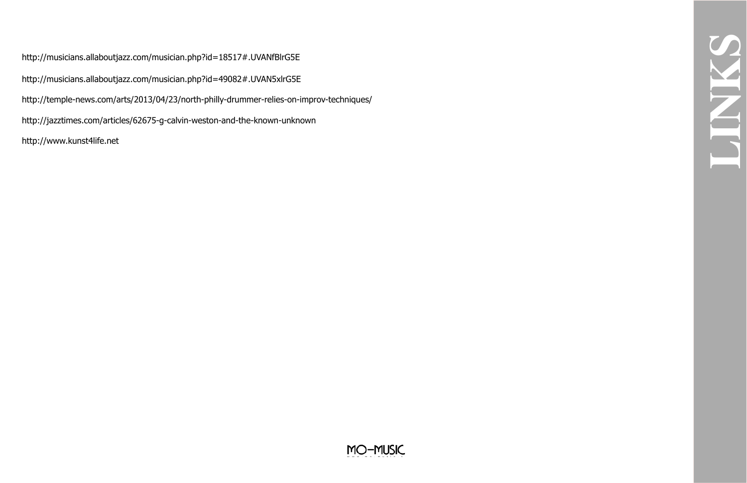# LINKS

http://musicians.allaboutjazz.com/musician.php?id=18517#.UVANfBlrG5E

http://musicians.allaboutjazz.com/musician.php?id=49082#.UVAN5xlrG5E

http://temple-news.com/arts/2013/04/23/north-philly-drummer-relies-on-improv-techniques/

http://jazztimes.com/articles/62675-g-calvin-weston-and-the-known-unknown

http://www.kunst4life.net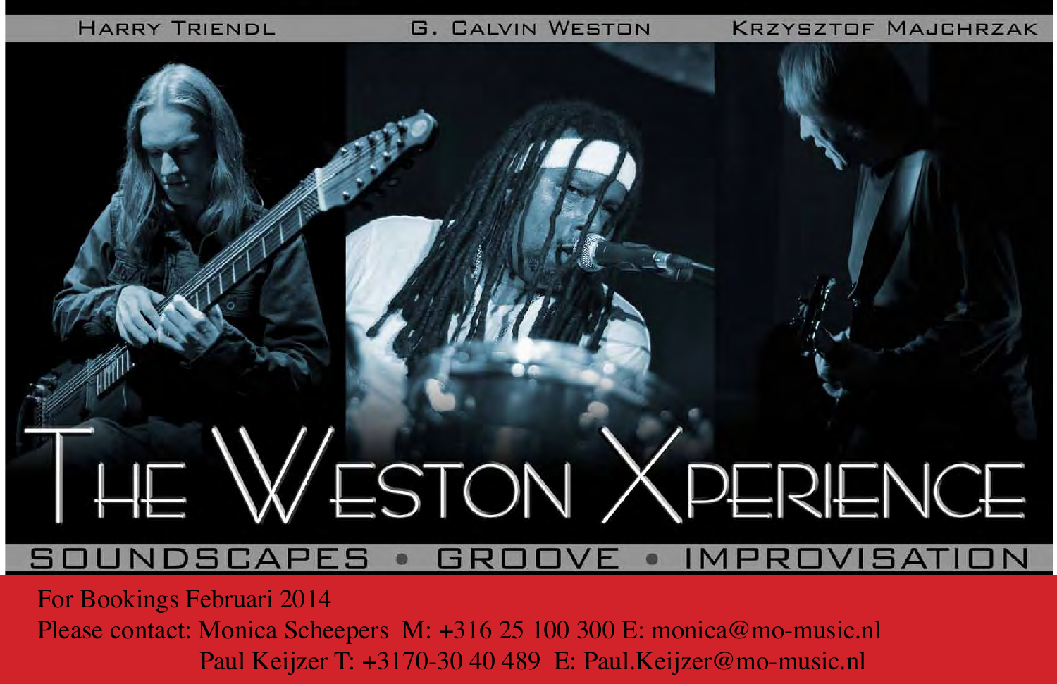HARRY TRIENDL G. CALVIN WESTON KRZYSZTOF MAJCHRZAK

# THE WESTON XPERIENCE

SOUNDSCAPES • GROOVE • IMPROVISATION

For Bookings Februari 2014

Please contact: Monica Scheepers M: +316 25 100 300 E: monica@mo-music.nl

Paul Keijzer T: +3170-30 40 489 E: Paul.Keijzer@mo-music.nl